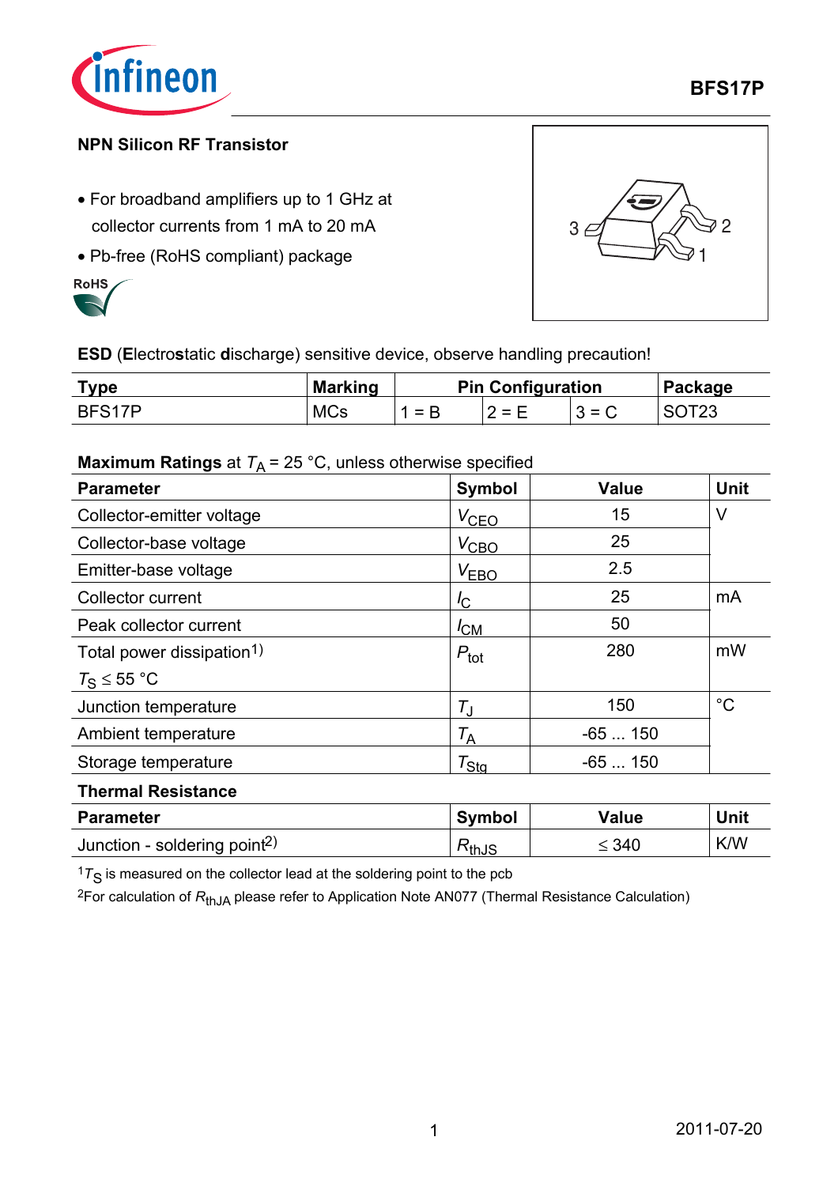# BFS17P

**NPN Silicon RF Transistor**

- For broadband amplifiers up to 1 GHz at collector currents from 1 mA to 20 mA
- Pb-free (RoHS compliant) package

**ESD** (**E**lectro**s**tatic **d**ischarge) sensitive device, observe handling precaution!

| Type | Marking | Pin Configuration | | | Package |
|---|---|---|---|---|---|
| BFS17P | MCs | 1 = B | 2 = E | 3 = C | SOT23 |

**Maximum Ratings** at $T_A$ = 25 °C, unless otherwise specified

| Parameter | Symbol | Value | Unit |
|---|---|---|---|
| Collector-emitter voltage | $V_{CEO}$ | 15 | V |
| Collector-base voltage | $V_{CBO}$ | 25 | |
| Emitter-base voltage | $V_{EBO}$ | 2.5 | |
| Collector current | $I_C$ | 25 | mA |
| Peak collector current | $I_{CM}$ | 50 | |
| Total power dissipation[1) ] $T_S \leq$ 55 °C | $P_{tot}$ | 280 | mW |
| Junction temperature | $T_J$ | 150 | °C |
| Ambient temperature | $T_A$ | -65 ... 150 | |
| Storage temperature | $T_{Stg}$ | -65 ... 150 | |

**Thermal Resistance**

| Parameter | Symbol | Value | Unit |
|---|---|---|---|
| Junction - soldering point[2)] | $R_{thJS}$ | ≤ 340 | K/W |

[1] $T_S$ is measured on the collector lead at the soldering point to the pcb

[2] For calculation of $R_{thJA}$ please refer to Application Note AN077 (Thermal Resistance Calculation)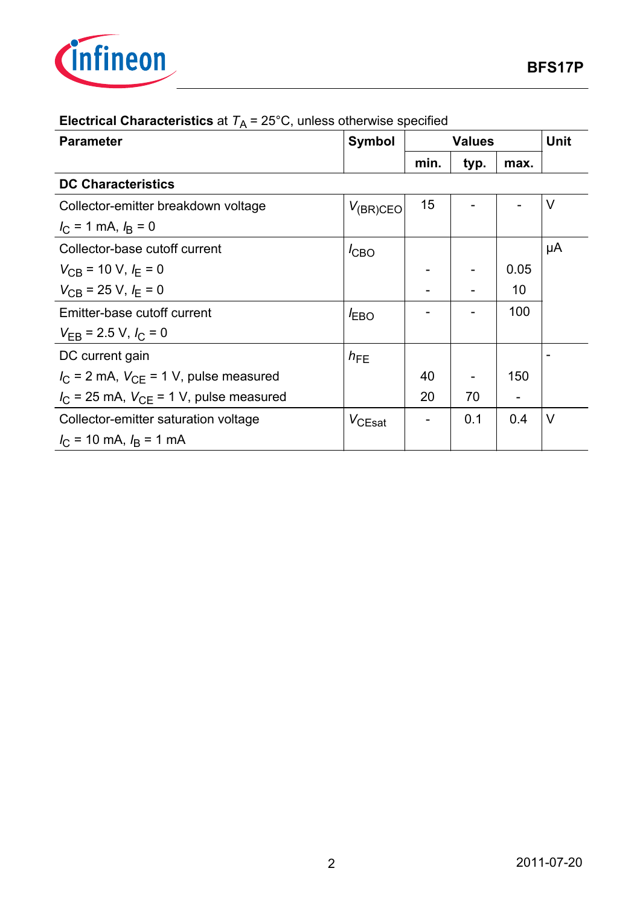**Electrical Characteristics** at $T_A$ = 25°C, unless otherwise specified

| Parameter | Symbol | Values | | | Unit |
|---|---|---|---|---|---|
| | | min. | typ. | max. | |
| **DC Characteristics** | | | | | |
| Collector-emitter breakdown voltage<br>$I_C$ = 1 mA, $I_B$ = 0 | $V_{(BR)CEO}$ | 15 | - | - | V |
| Collector-base cutoff current | $I_{CBO}$ | | | | µA |
| $V_{CB}$ = 10 V, $I_E$ = 0 | | - | - | 0.05 | |
| $V_{CB}$ = 25 V, $I_E$ = 0 | | - | - | 10 | |
| Emitter-base cutoff current<br>$V_{EB}$ = 2.5 V, $I_C$ = 0 | $I_{EBO}$ | - | - | 100 | |
| DC current gain | $h_{FE}$ | | | | - |
| $I_C$ = 2 mA, $V_{CE}$ = 1 V, pulse measured | | 40 | - | 150 | |
| $I_C$ = 25 mA, $V_{CE}$ = 1 V, pulse measured | | 20 | 70 | - | |
| Collector-emitter saturation voltage<br>$I_C$ = 10 mA, $I_B$ = 1 mA | $V_{CEsat}$ | - | 0.1 | 0.4 | V |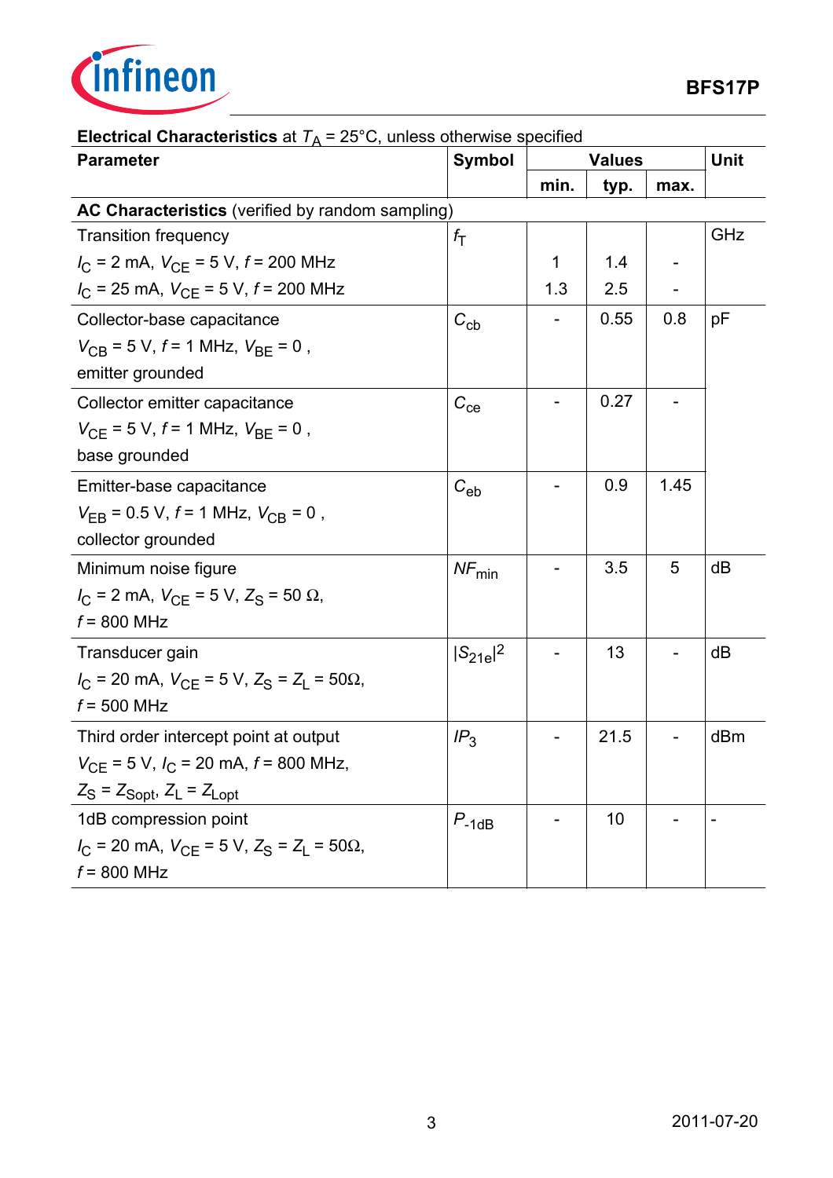**Electrical Characteristics** at $T_A$ = 25°C, unless otherwise specified

| Parameter | Symbol | Values | | | Unit |
|---|---|---|---|---|---|
| | | min. | typ. | max. | |
| **AC Characteristics** (verified by random sampling) | | | | | |
| Transition frequency | $f_T$ | | | | GHz |
| $I_C$ = 2 mA, $V_{CE}$ = 5 V, $f$ = 200 MHz | | 1 | 1.4 | - | |
| $I_C$ = 25 mA, $V_{CE}$ = 5 V, $f$ = 200 MHz | | 1.3 | 2.5 | - | |
| Collector-base capacitance $V_{CB}$ = 5 V, $f$ = 1 MHz, $V_{BE}$ = 0 , emitter grounded | $C_{cb}$ | - | 0.55 | 0.8 | pF |
| Collector emitter capacitance $V_{CE}$ = 5 V, $f$ = 1 MHz, $V_{BE}$ = 0 , base grounded | $C_{ce}$ | - | 0.27 | - | |
| Emitter-base capacitance $V_{EB}$ = 0.5 V, $f$ = 1 MHz, $V_{CB}$ = 0 , collector grounded | $C_{eb}$ | - | 0.9 | 1.45 | |
| Minimum noise figure $I_C$ = 2 mA, $V_{CE}$ = 5 V, $Z_S$ = 50 Ω, $f$ = 800 MHz | $NF_{min}$ | - | 3.5 | 5 | dB |
| Transducer gain $I_C$ = 20 mA, $V_{CE}$ = 5 V, $Z_S$ = $Z_L$ = 50Ω, $f$ = 500 MHz | $\|S_{21e}\|^2$ | - | 13 | - | dB |
| Third order intercept point at output $V_{CE}$ = 5 V, $I_C$ = 20 mA, $f$ = 800 MHz, $Z_S$ = $Z_{Sopt}$, $Z_L$ = $Z_{Lopt}$ | $IP_3$ | - | 21.5 | - | dBm |
| 1dB compression point $I_C$ = 20 mA, $V_{CE}$ = 5 V, $Z_S$ = $Z_L$ = 50Ω, $f$ = 800 MHz | $P_{-1dB}$ | - | 10 | - | - |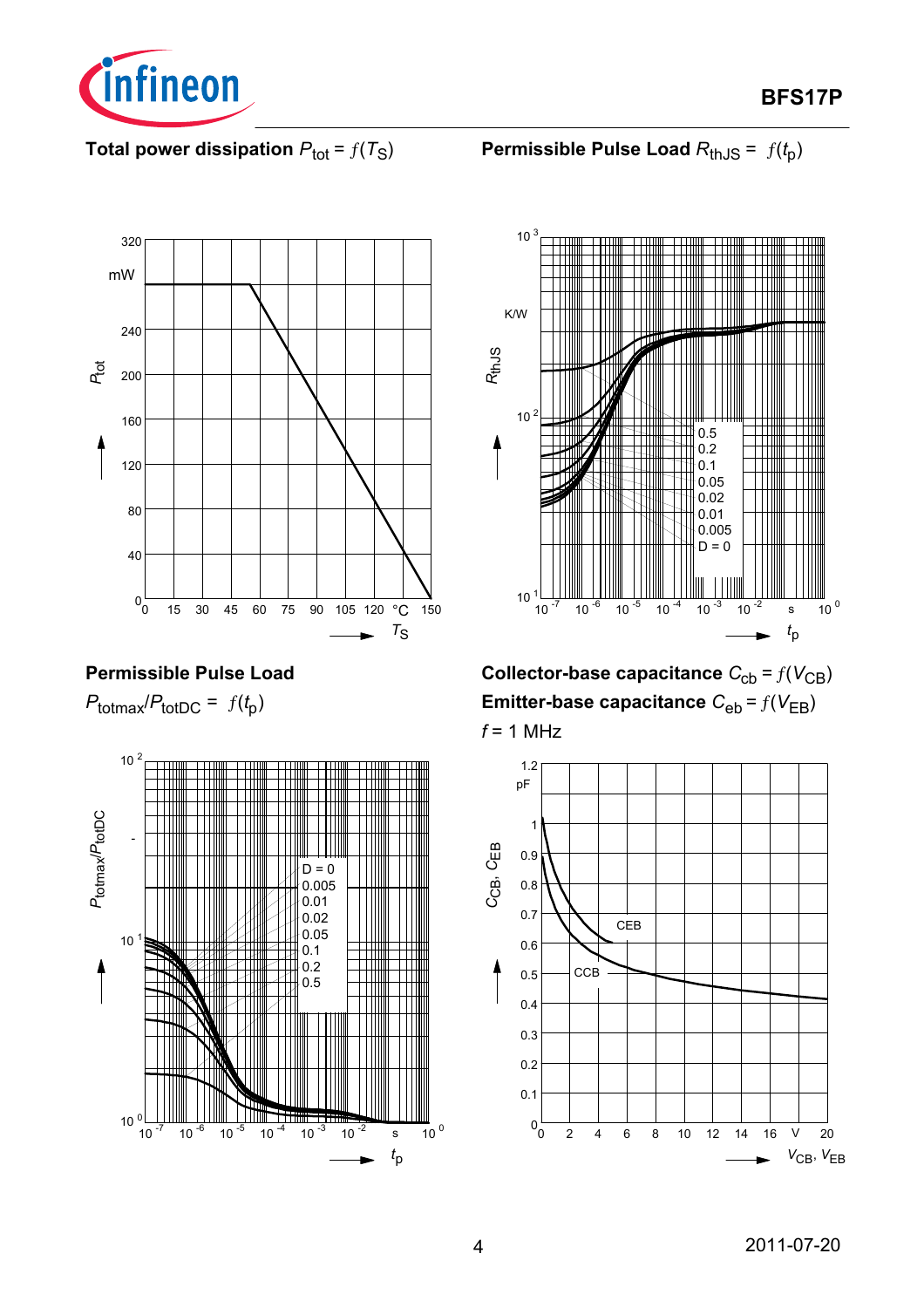**Total power dissipation $P_{tot} = f(T_S)$**

**Permissible Pulse Load $R_{thJS} = f(t_p)$**

**Permissible Pulse Load**

$P_{totmax}/P_{totDC} = f(t_p)$

**Collector-base capacitance $C_{cb} = f(V_{CB})$**

**Emitter-base capacitance $C_{eb} = f(V_{EB})$**

$f = 1$ MHz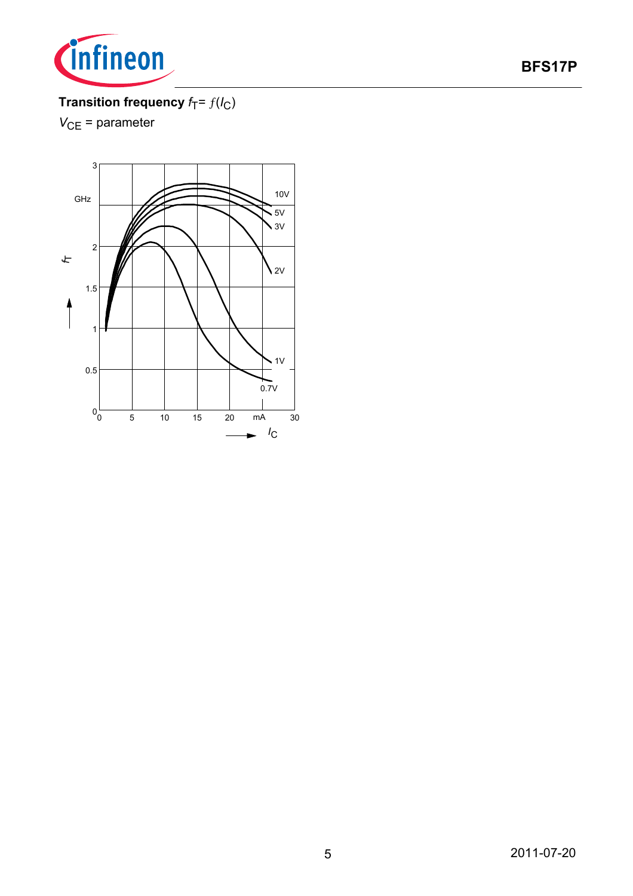**Transition frequency $f_T = f(I_C)$**

$V_{CE}$ = parameter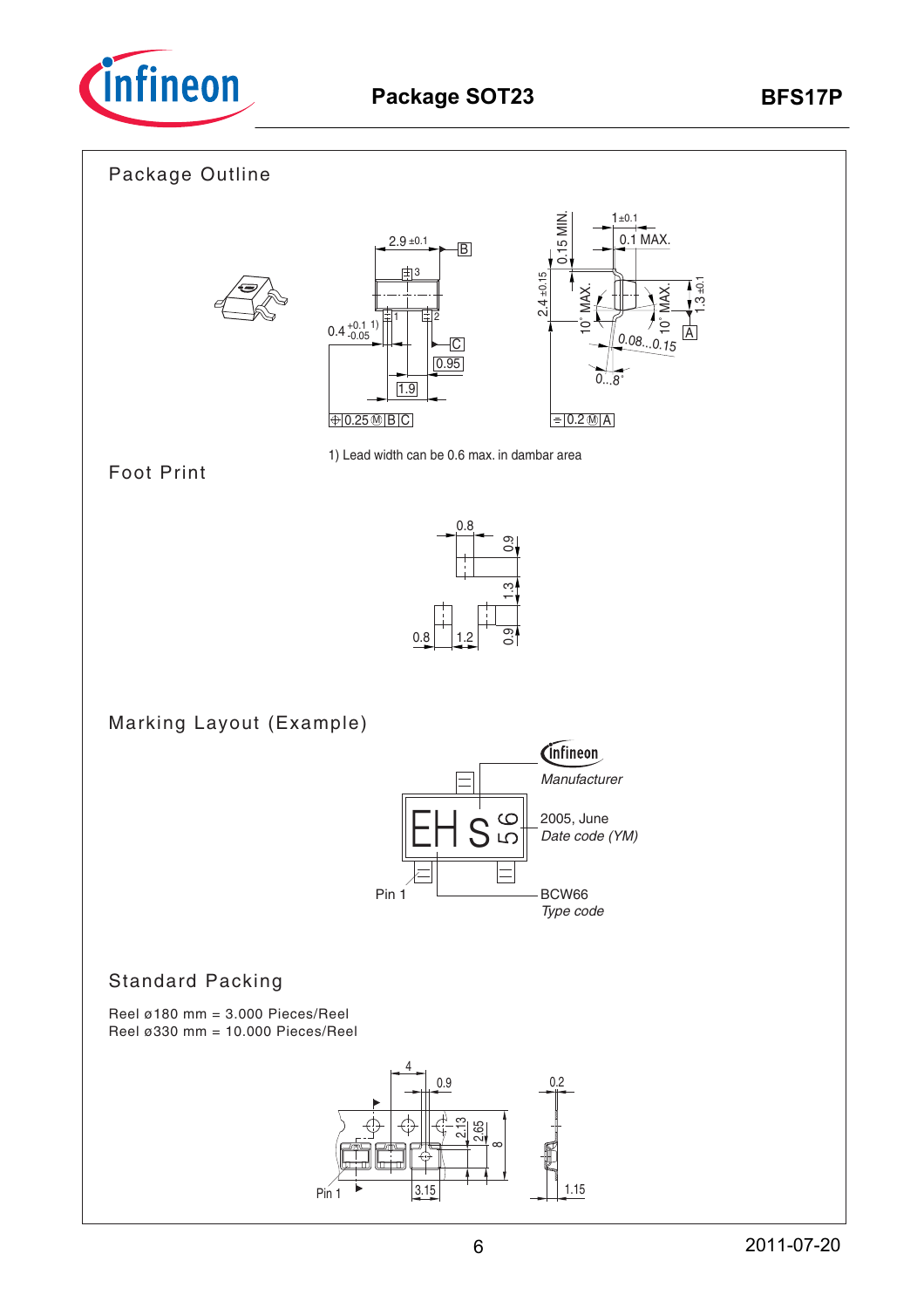# Package SOT23

## Package Outline

1) Lead width can be 0.6 max. in dambar area

## Foot Print

## Marking Layout (Example)

Manufacturer

2005, June
*Date code (YM)*

Pin 1

BCW66
*Type code*

## Standard Packing

Reel ø180 mm = 3.000 Pieces/Reel
Reel ø330 mm = 10.000 Pieces/Reel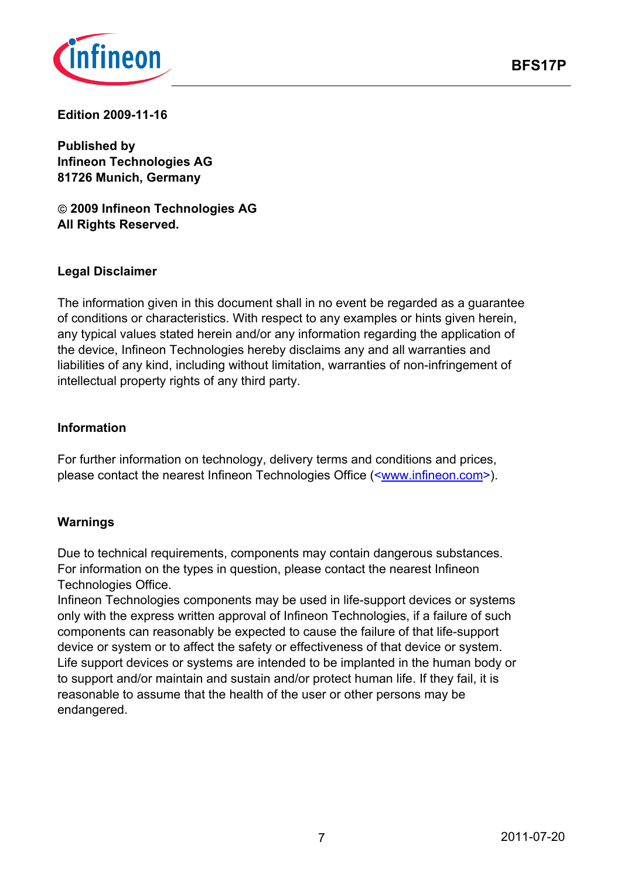**Edition 2009-11-16**

**Published by**
**Infineon Technologies AG**
**81726 Munich, Germany**

**© 2009 Infineon Technologies AG**
**All Rights Reserved.**

## Legal Disclaimer

The information given in this document shall in no event be regarded as a guarantee of conditions or characteristics. With respect to any examples or hints given herein, any typical values stated herein and/or any information regarding the application of the device, Infineon Technologies hereby disclaims any and all warranties and liabilities of any kind, including without limitation, warranties of non-infringement of intellectual property rights of any third party.

## Information

For further information on technology, delivery terms and conditions and prices, please contact the nearest Infineon Technologies Office (<www.infineon.com>).

## Warnings

Due to technical requirements, components may contain dangerous substances. For information on the types in question, please contact the nearest Infineon Technologies Office.
Infineon Technologies components may be used in life-support devices or systems only with the express written approval of Infineon Technologies, if a failure of such components can reasonably be expected to cause the failure of that life-support device or system or to affect the safety or effectiveness of that device or system. Life support devices or systems are intended to be implanted in the human body or to support and/or maintain and sustain and/or protect human life. If they fail, it is reasonable to assume that the health of the user or other persons may be endangered.